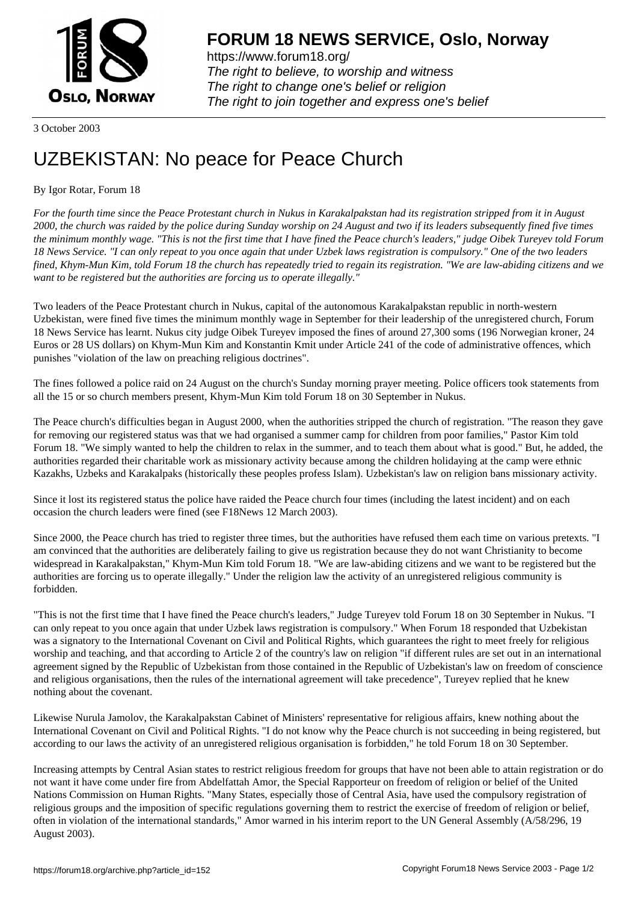# FORUM 18 NEWS SERVICE, Oslo, Norway

https://www.forum18.org/
*The right to believe, to worship and witness*
*The right to change one's belief or religion*
*The right to join together and express one's belief*

3 October 2003

# UZBEKISTAN: No peace for Peace Church

By Igor Rotar, Forum 18

*For the fourth time since the Peace Protestant church in Nukus in Karakalpakstan had its registration stripped from it in August 2000, the church was raided by the police during Sunday worship on 24 August and two if its leaders subsequently fined five times the minimum monthly wage. "This is not the first time that I have fined the Peace church's leaders," judge Oibek Tureyev told Forum 18 News Service. "I can only repeat to you once again that under Uzbek laws registration is compulsory." One of the two leaders fined, Khym-Mun Kim, told Forum 18 the church has repeatedly tried to regain its registration. "We are law-abiding citizens and we want to be registered but the authorities are forcing us to operate illegally."*

Two leaders of the Peace Protestant church in Nukus, capital of the autonomous Karakalpakstan republic in north-western Uzbekistan, were fined five times the minimum monthly wage in September for their leadership of the unregistered church, Forum 18 News Service has learnt. Nukus city judge Oibek Tureyev imposed the fines of around 27,300 soms (196 Norwegian kroner, 24 Euros or 28 US dollars) on Khym-Mun Kim and Konstantin Kmit under Article 241 of the code of administrative offences, which punishes "violation of the law on preaching religious doctrines".

The fines followed a police raid on 24 August on the church's Sunday morning prayer meeting. Police officers took statements from all the 15 or so church members present, Khym-Mun Kim told Forum 18 on 30 September in Nukus.

The Peace church's difficulties began in August 2000, when the authorities stripped the church of registration. "The reason they gave for removing our registered status was that we had organised a summer camp for children from poor families," Pastor Kim told Forum 18. "We simply wanted to help the children to relax in the summer, and to teach them about what is good." But, he added, the authorities regarded their charitable work as missionary activity because among the children holidaying at the camp were ethnic Kazakhs, Uzbeks and Karakalpaks (historically these peoples profess Islam). Uzbekistan's law on religion bans missionary activity.

Since it lost its registered status the police have raided the Peace church four times (including the latest incident) and on each occasion the church leaders were fined (see F18News 12 March 2003).

Since 2000, the Peace church has tried to register three times, but the authorities have refused them each time on various pretexts. "I am convinced that the authorities are deliberately failing to give us registration because they do not want Christianity to become widespread in Karakalpakstan," Khym-Mun Kim told Forum 18. "We are law-abiding citizens and we want to be registered but the authorities are forcing us to operate illegally." Under the religion law the activity of an unregistered religious community is forbidden.

"This is not the first time that I have fined the Peace church's leaders," Judge Tureyev told Forum 18 on 30 September in Nukus. "I can only repeat to you once again that under Uzbek laws registration is compulsory." When Forum 18 responded that Uzbekistan was a signatory to the International Covenant on Civil and Political Rights, which guarantees the right to meet freely for religious worship and teaching, and that according to Article 2 of the country's law on religion "if different rules are set out in an international agreement signed by the Republic of Uzbekistan from those contained in the Republic of Uzbekistan's law on freedom of conscience and religious organisations, then the rules of the international agreement will take precedence", Tureyev replied that he knew nothing about the covenant.

Likewise Nurula Jamolov, the Karakalpakstan Cabinet of Ministers' representative for religious affairs, knew nothing about the International Covenant on Civil and Political Rights. "I do not know why the Peace church is not succeeding in being registered, but according to our laws the activity of an unregistered religious organisation is forbidden," he told Forum 18 on 30 September.

Increasing attempts by Central Asian states to restrict religious freedom for groups that have not been able to attain registration or do not want it have come under fire from Abdelfattah Amor, the Special Rapporteur on freedom of religion or belief of the United Nations Commission on Human Rights. "Many States, especially those of Central Asia, have used the compulsory registration of religious groups and the imposition of specific regulations governing them to restrict the exercise of freedom of religion or belief, often in violation of the international standards," Amor warned in his interim report to the UN General Assembly (A/58/296, 19 August 2003).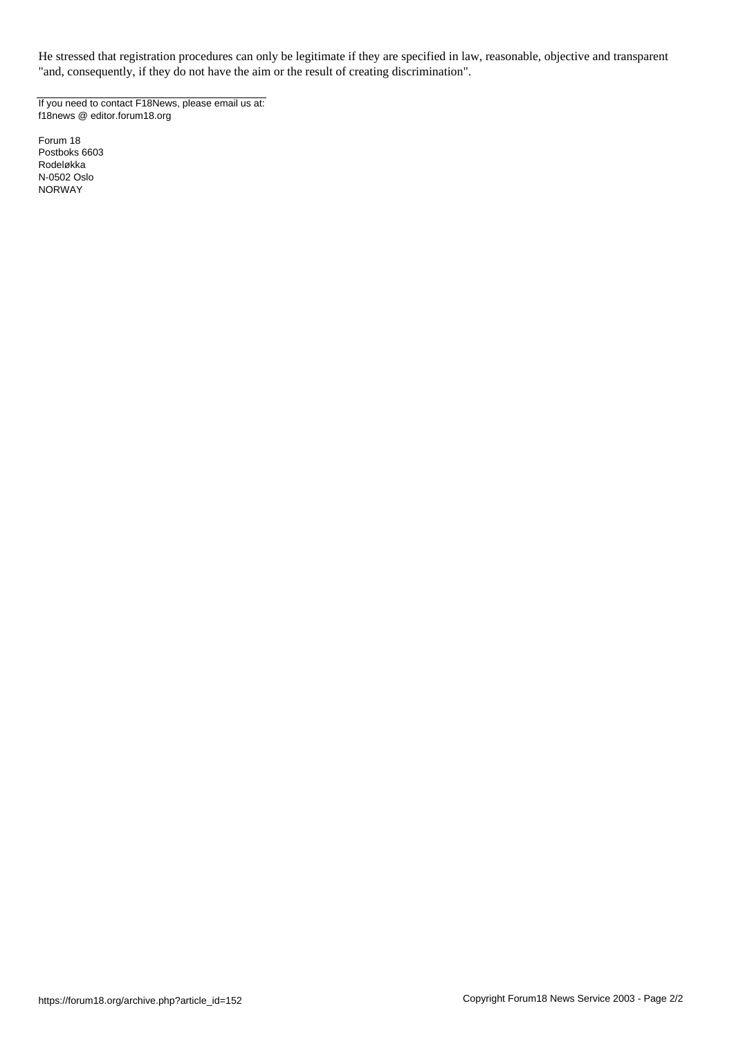He stressed that registration procedures can only be legitimate if they are specified in law, reasonable, objective and transparent "and, consequently, if they do not have the aim or the result of creating discrimination".

---

If you need to contact F18News, please email us at:
f18news @ editor.forum18.org

Forum 18
Postboks 6603
Rodeløkka
N-0502 Oslo
NORWAY